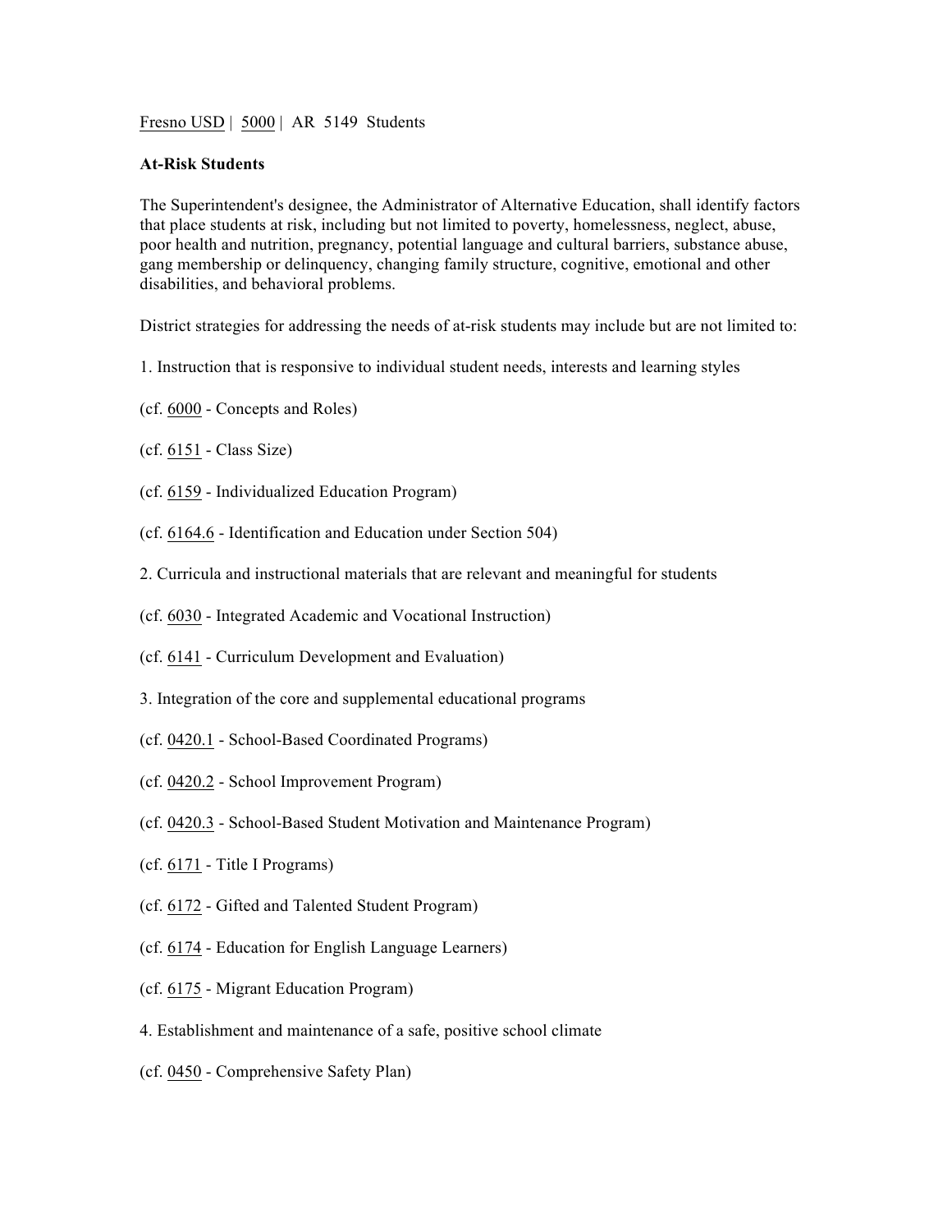Fresno USD | 5000 | AR 5149 Students

**At-Risk Students**

The Superintendent's designee, the Administrator of Alternative Education, shall identify factors that place students at risk, including but not limited to poverty, homelessness, neglect, abuse, poor health and nutrition, pregnancy, potential language and cultural barriers, substance abuse, gang membership or delinquency, changing family structure, cognitive, emotional and other disabilities, and behavioral problems.

District strategies for addressing the needs of at-risk students may include but are not limited to:

1. Instruction that is responsive to individual student needs, interests and learning styles

(cf. 6000 - Concepts and Roles)

(cf. 6151 - Class Size)

(cf. 6159 - Individualized Education Program)

(cf. 6164.6 - Identification and Education under Section 504)

2. Curricula and instructional materials that are relevant and meaningful for students

(cf. 6030 - Integrated Academic and Vocational Instruction)

(cf. 6141 - Curriculum Development and Evaluation)

3. Integration of the core and supplemental educational programs

(cf. 0420.1 - School-Based Coordinated Programs)

(cf. 0420.2 - School Improvement Program)

(cf. 0420.3 - School-Based Student Motivation and Maintenance Program)

(cf. 6171 - Title I Programs)

(cf. 6172 - Gifted and Talented Student Program)

(cf. 6174 - Education for English Language Learners)

(cf. 6175 - Migrant Education Program)

4. Establishment and maintenance of a safe, positive school climate

(cf. 0450 - Comprehensive Safety Plan)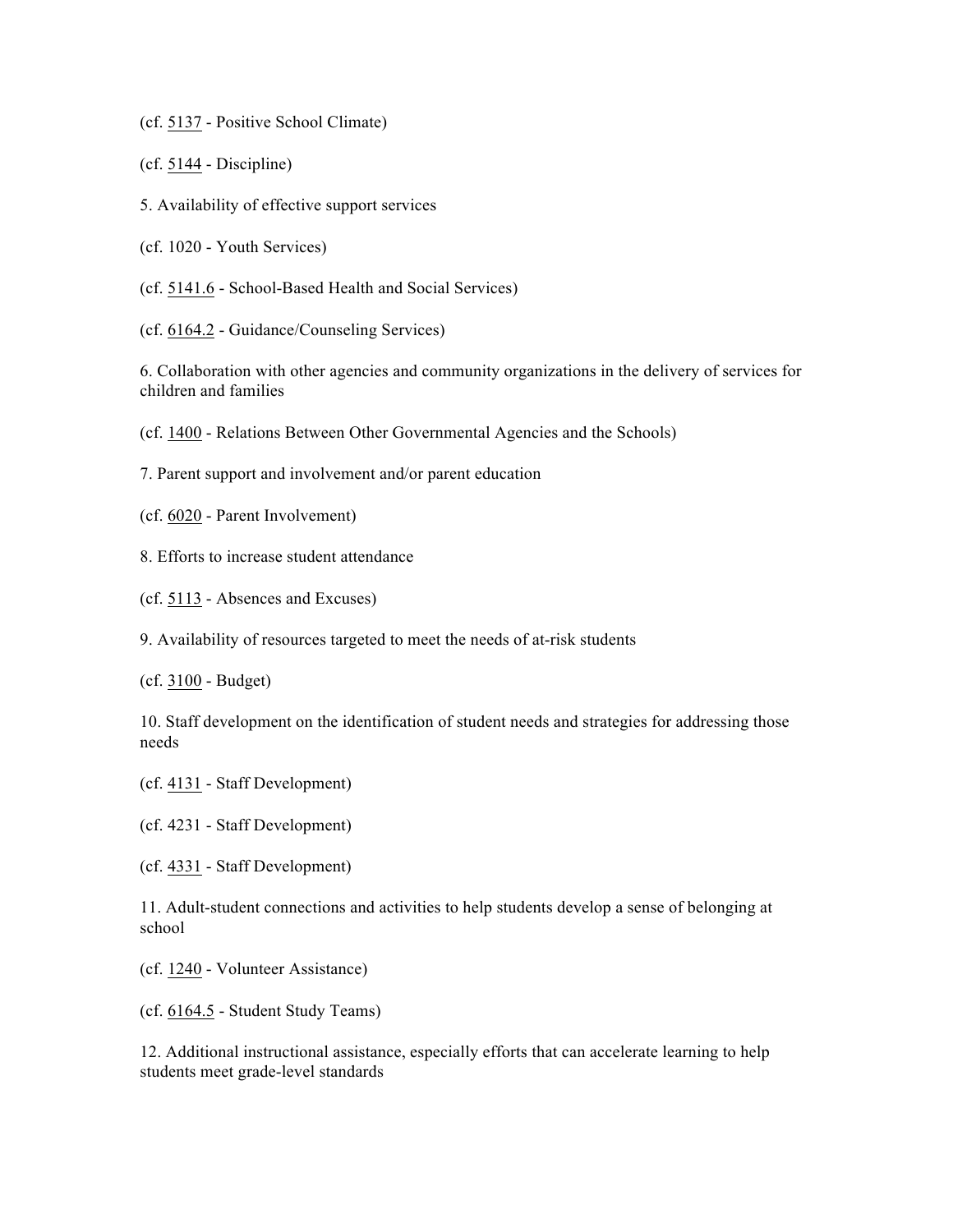(cf. 5137 - Positive School Climate)

(cf. 5144 - Discipline)

5. Availability of effective support services

(cf. 1020 - Youth Services)

(cf. 5141.6 - School-Based Health and Social Services)

(cf. 6164.2 - Guidance/Counseling Services)

6. Collaboration with other agencies and community organizations in the delivery of services for children and families

(cf. 1400 - Relations Between Other Governmental Agencies and the Schools)

7. Parent support and involvement and/or parent education

(cf. 6020 - Parent Involvement)

8. Efforts to increase student attendance

(cf. 5113 - Absences and Excuses)

9. Availability of resources targeted to meet the needs of at-risk students

(cf. 3100 - Budget)

10. Staff development on the identification of student needs and strategies for addressing those needs

(cf. 4131 - Staff Development)

(cf. 4231 - Staff Development)

(cf. 4331 - Staff Development)

11. Adult-student connections and activities to help students develop a sense of belonging at school

(cf. 1240 - Volunteer Assistance)

(cf. 6164.5 - Student Study Teams)

12. Additional instructional assistance, especially efforts that can accelerate learning to help students meet grade-level standards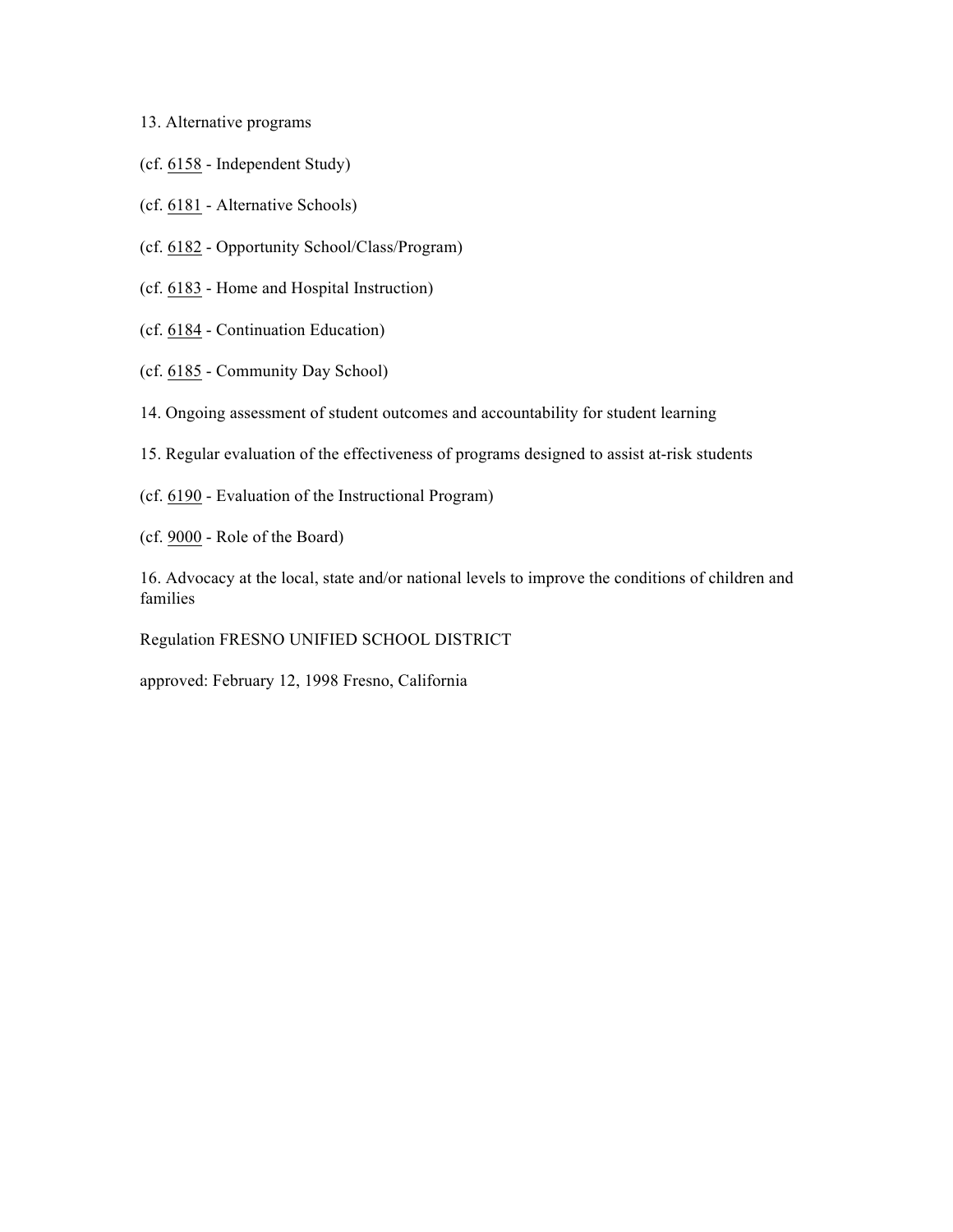13. Alternative programs

(cf. 6158 - Independent Study)

(cf. 6181 - Alternative Schools)

(cf. 6182 - Opportunity School/Class/Program)

(cf. 6183 - Home and Hospital Instruction)

(cf. 6184 - Continuation Education)

(cf. 6185 - Community Day School)

14. Ongoing assessment of student outcomes and accountability for student learning

15. Regular evaluation of the effectiveness of programs designed to assist at-risk students

(cf. 6190 - Evaluation of the Instructional Program)

(cf. 9000 - Role of the Board)

16. Advocacy at the local, state and/or national levels to improve the conditions of children and families

Regulation FRESNO UNIFIED SCHOOL DISTRICT

approved: February 12, 1998 Fresno, California